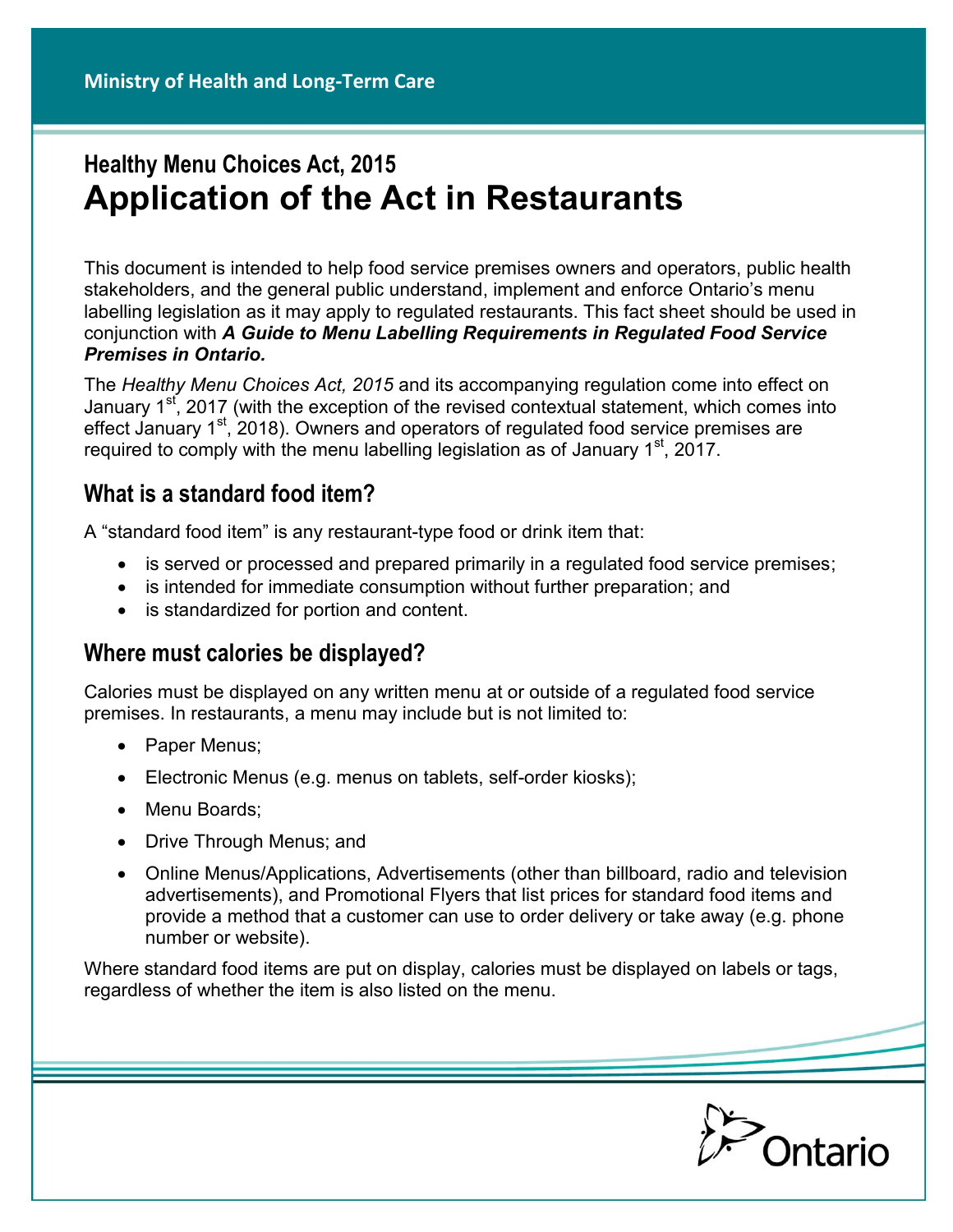Ministry of Health and Long-Term Care

## Healthy Menu Choices Act, 2015

# Application of the Act in Restaurants

This document is intended to help food service premises owners and operators, public health stakeholders, and the general public understand, implement and enforce Ontario's menu labelling legislation as it may apply to regulated restaurants. This fact sheet should be used in conjunction with ***A Guide to Menu Labelling Requirements in Regulated Food Service Premises in Ontario.***

The *Healthy Menu Choices Act, 2015* and its accompanying regulation come into effect on January 1st, 2017 (with the exception of the revised contextual statement, which comes into effect January 1st, 2018). Owners and operators of regulated food service premises are required to comply with the menu labelling legislation as of January 1st, 2017.

## What is a standard food item?

A "standard food item" is any restaurant-type food or drink item that:

- is served or processed and prepared primarily in a regulated food service premises;
- is intended for immediate consumption without further preparation; and
- is standardized for portion and content.

## Where must calories be displayed?

Calories must be displayed on any written menu at or outside of a regulated food service premises. In restaurants, a menu may include but is not limited to:

- Paper Menus;
- Electronic Menus (e.g. menus on tablets, self-order kiosks);
- Menu Boards;
- Drive Through Menus; and
- Online Menus/Applications, Advertisements (other than billboard, radio and television advertisements), and Promotional Flyers that list prices for standard food items and provide a method that a customer can use to order delivery or take away (e.g. phone number or website).

Where standard food items are put on display, calories must be displayed on labels or tags, regardless of whether the item is also listed on the menu.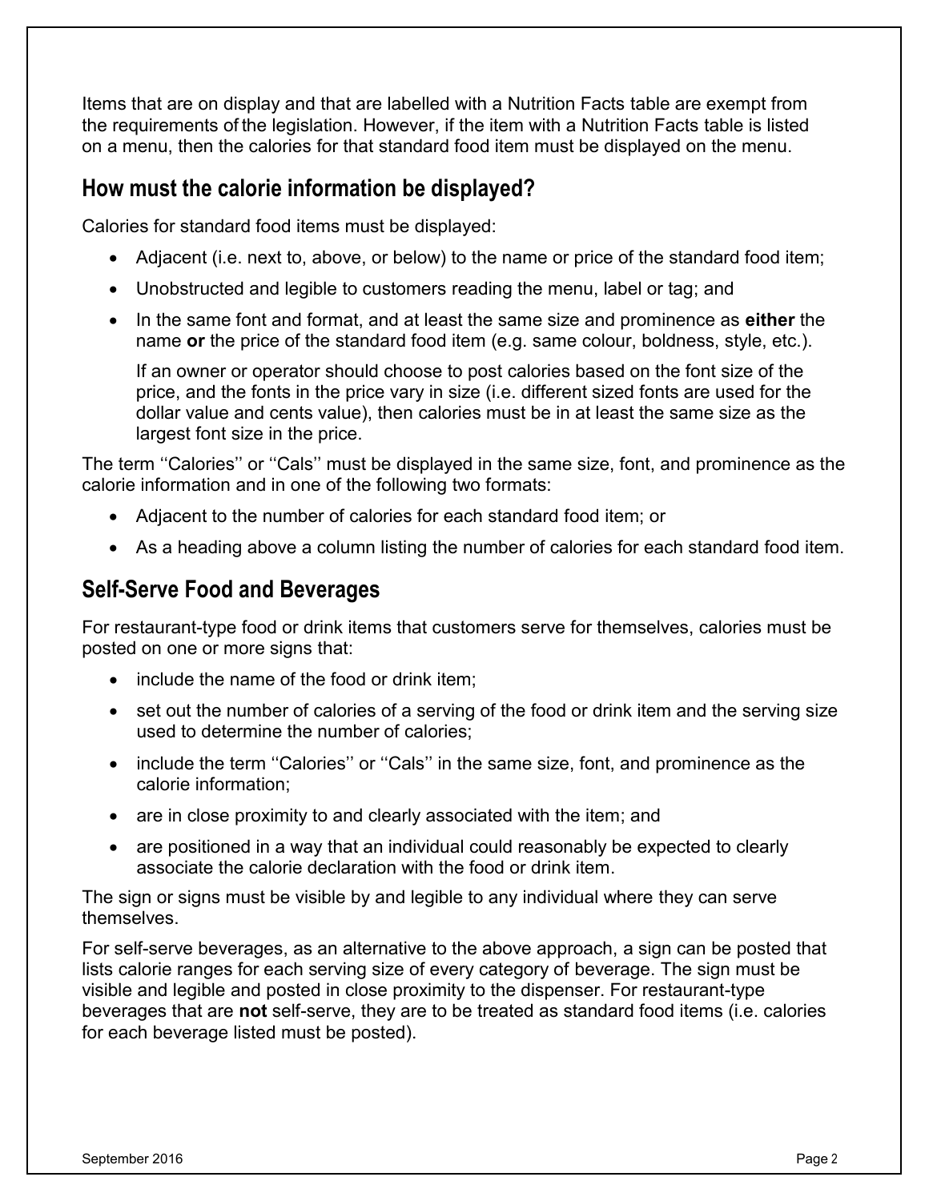Items that are on display and that are labelled with a Nutrition Facts table are exempt from the requirements of the legislation. However, if the item with a Nutrition Facts table is listed on a menu, then the calories for that standard food item must be displayed on the menu.

## How must the calorie information be displayed?

Calories for standard food items must be displayed:

- Adjacent (i.e. next to, above, or below) to the name or price of the standard food item;
- Unobstructed and legible to customers reading the menu, label or tag; and
- In the same font and format, and at least the same size and prominence as **either** the name **or** the price of the standard food item (e.g. same colour, boldness, style, etc.).

  If an owner or operator should choose to post calories based on the font size of the price, and the fonts in the price vary in size (i.e. different sized fonts are used for the dollar value and cents value), then calories must be in at least the same size as the largest font size in the price.

The term ''Calories'' or ''Cals'' must be displayed in the same size, font, and prominence as the calorie information and in one of the following two formats:

- Adjacent to the number of calories for each standard food item; or
- As a heading above a column listing the number of calories for each standard food item.

## Self-Serve Food and Beverages

For restaurant-type food or drink items that customers serve for themselves, calories must be posted on one or more signs that:

- include the name of the food or drink item;
- set out the number of calories of a serving of the food or drink item and the serving size used to determine the number of calories;
- include the term ''Calories'' or ''Cals'' in the same size, font, and prominence as the calorie information;
- are in close proximity to and clearly associated with the item; and
- are positioned in a way that an individual could reasonably be expected to clearly associate the calorie declaration with the food or drink item.

The sign or signs must be visible by and legible to any individual where they can serve themselves.

For self-serve beverages, as an alternative to the above approach, a sign can be posted that lists calorie ranges for each serving size of every category of beverage. The sign must be visible and legible and posted in close proximity to the dispenser. For restaurant-type beverages that are **not** self-serve, they are to be treated as standard food items (i.e. calories for each beverage listed must be posted).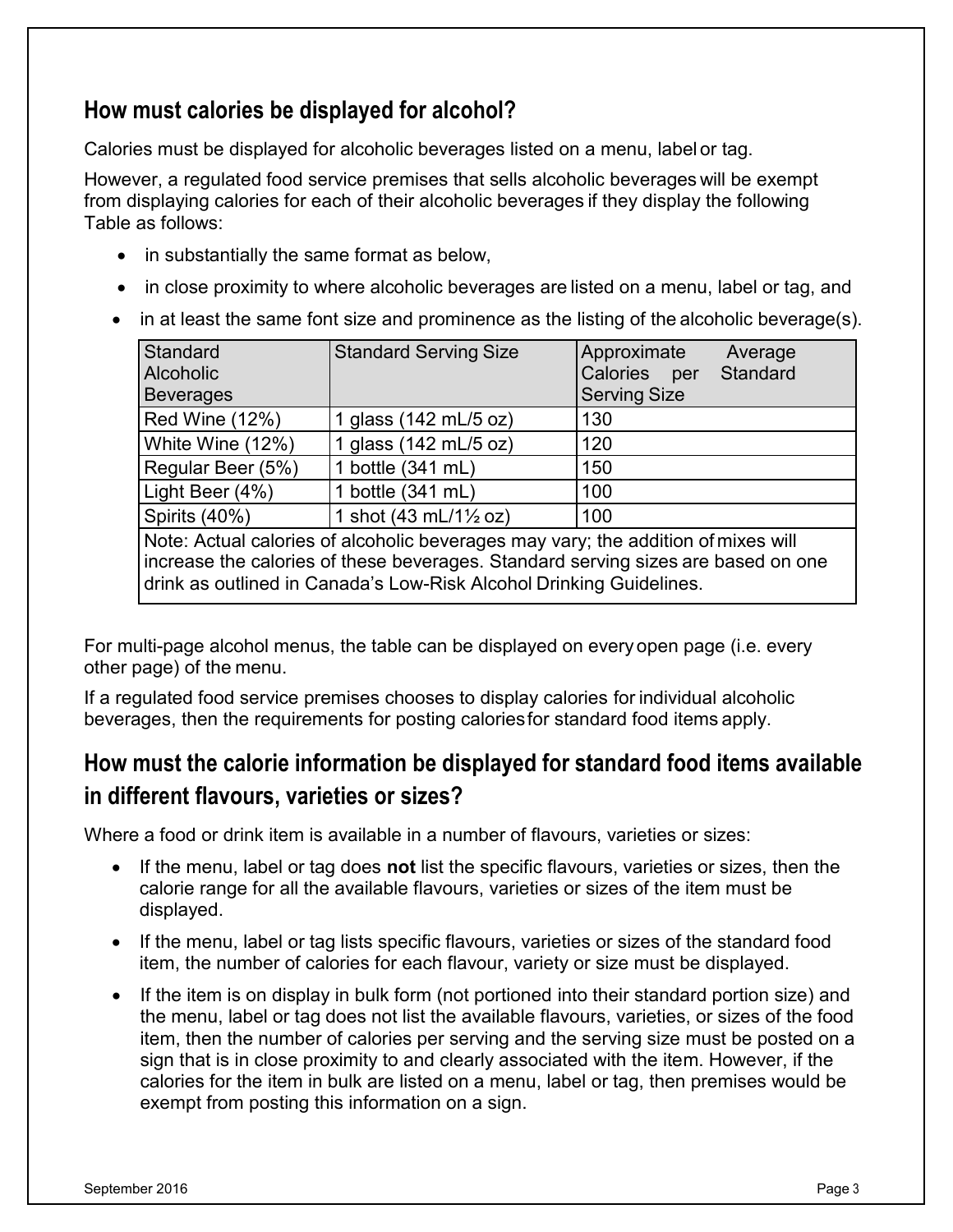## How must calories be displayed for alcohol?

Calories must be displayed for alcoholic beverages listed on a menu, label or tag.

However, a regulated food service premises that sells alcoholic beverages will be exempt from displaying calories for each of their alcoholic beverages if they display the following Table as follows:

- in substantially the same format as below,
- in close proximity to where alcoholic beverages are listed on a menu, label or tag, and
- in at least the same font size and prominence as the listing of the alcoholic beverage(s).

| Standard Alcoholic Beverages | Standard Serving Size | Approximate Average Calories per Standard Serving Size |
|---|---|---|
| Red Wine (12%) | 1 glass (142 mL/5 oz) | 130 |
| White Wine (12%) | 1 glass (142 mL/5 oz) | 120 |
| Regular Beer (5%) | 1 bottle (341 mL) | 150 |
| Light Beer (4%) | 1 bottle (341 mL) | 100 |
| Spirits (40%) | 1 shot (43 mL/1½ oz) | 100 |
| Note: Actual calories of alcoholic beverages may vary; the addition of mixes will increase the calories of these beverages. Standard serving sizes are based on one drink as outlined in Canada's Low-Risk Alcohol Drinking Guidelines. | | |

For multi-page alcohol menus, the table can be displayed on every open page (i.e. every other page) of the menu.

If a regulated food service premises chooses to display calories for individual alcoholic beverages, then the requirements for posting calories for standard food items apply.

## How must the calorie information be displayed for standard food items available in different flavours, varieties or sizes?

Where a food or drink item is available in a number of flavours, varieties or sizes:

- If the menu, label or tag does **not** list the specific flavours, varieties or sizes, then the calorie range for all the available flavours, varieties or sizes of the item must be displayed.
- If the menu, label or tag lists specific flavours, varieties or sizes of the standard food item, the number of calories for each flavour, variety or size must be displayed.
- If the item is on display in bulk form (not portioned into their standard portion size) and the menu, label or tag does not list the available flavours, varieties, or sizes of the food item, then the number of calories per serving and the serving size must be posted on a sign that is in close proximity to and clearly associated with the item. However, if the calories for the item in bulk are listed on a menu, label or tag, then premises would be exempt from posting this information on a sign.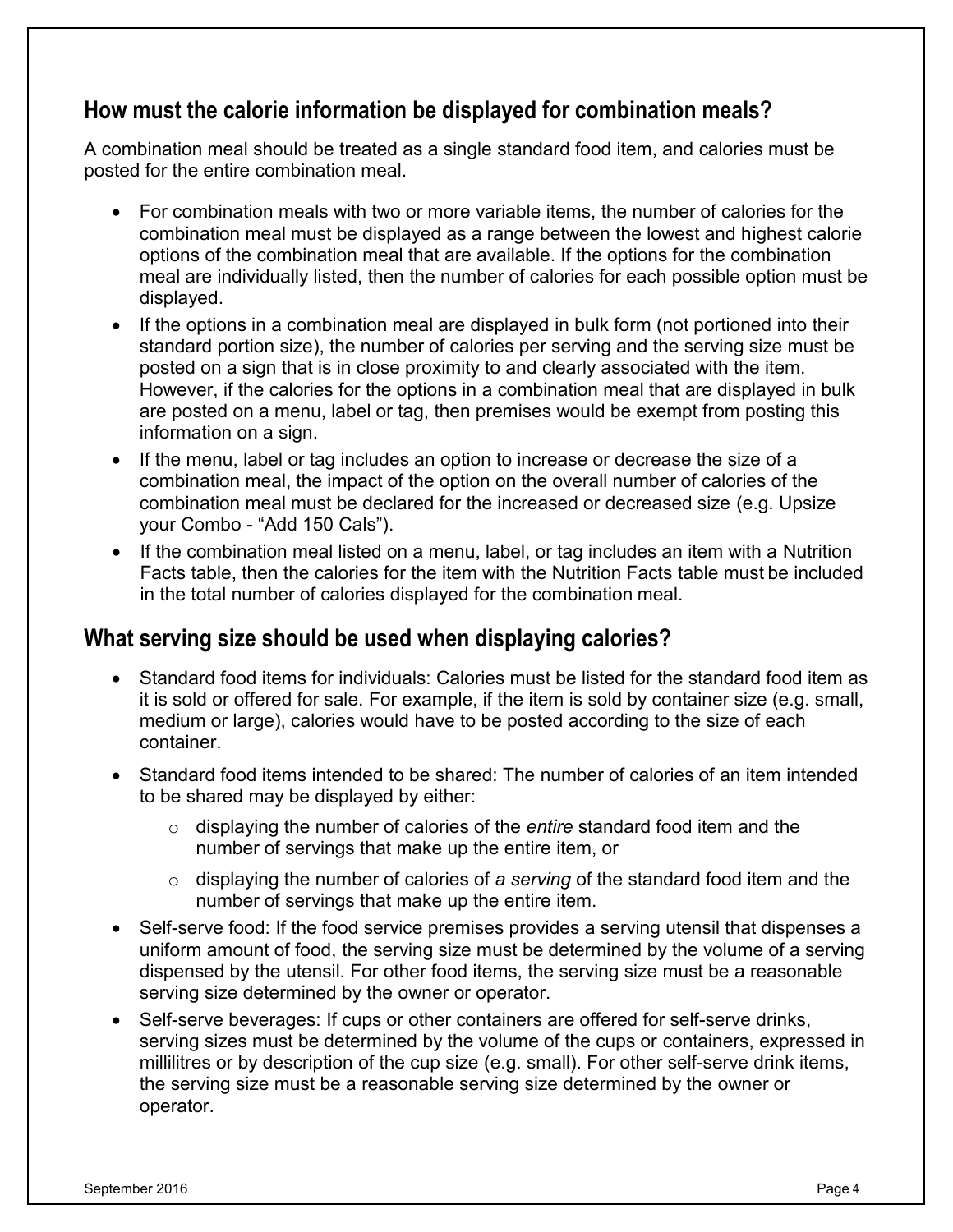## How must the calorie information be displayed for combination meals?

A combination meal should be treated as a single standard food item, and calories must be posted for the entire combination meal.

- For combination meals with two or more variable items, the number of calories for the combination meal must be displayed as a range between the lowest and highest calorie options of the combination meal that are available. If the options for the combination meal are individually listed, then the number of calories for each possible option must be displayed.
- If the options in a combination meal are displayed in bulk form (not portioned into their standard portion size), the number of calories per serving and the serving size must be posted on a sign that is in close proximity to and clearly associated with the item. However, if the calories for the options in a combination meal that are displayed in bulk are posted on a menu, label or tag, then premises would be exempt from posting this information on a sign.
- If the menu, label or tag includes an option to increase or decrease the size of a combination meal, the impact of the option on the overall number of calories of the combination meal must be declared for the increased or decreased size (e.g. Upsize your Combo - "Add 150 Cals").
- If the combination meal listed on a menu, label, or tag includes an item with a Nutrition Facts table, then the calories for the item with the Nutrition Facts table must be included in the total number of calories displayed for the combination meal.

## What serving size should be used when displaying calories?

- Standard food items for individuals: Calories must be listed for the standard food item as it is sold or offered for sale. For example, if the item is sold by container size (e.g. small, medium or large), calories would have to be posted according to the size of each container.
- Standard food items intended to be shared: The number of calories of an item intended to be shared may be displayed by either:
  - displaying the number of calories of the *entire* standard food item and the number of servings that make up the entire item, or
  - displaying the number of calories of *a serving* of the standard food item and the number of servings that make up the entire item.
- Self-serve food: If the food service premises provides a serving utensil that dispenses a uniform amount of food, the serving size must be determined by the volume of a serving dispensed by the utensil. For other food items, the serving size must be a reasonable serving size determined by the owner or operator.
- Self-serve beverages: If cups or other containers are offered for self-serve drinks, serving sizes must be determined by the volume of the cups or containers, expressed in millilitres or by description of the cup size (e.g. small). For other self-serve drink items, the serving size must be a reasonable serving size determined by the owner or operator.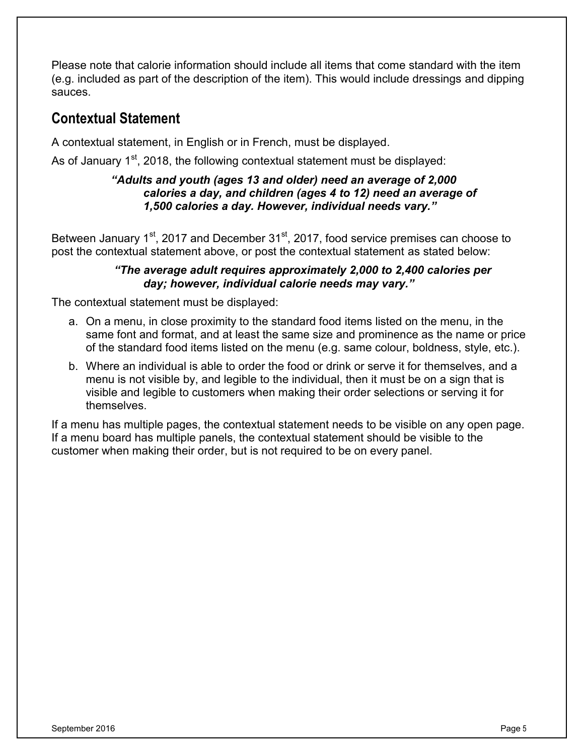Please note that calorie information should include all items that come standard with the item (e.g. included as part of the description of the item). This would include dressings and dipping sauces.

## Contextual Statement

A contextual statement, in English or in French, must be displayed.

As of January 1st, 2018, the following contextual statement must be displayed:

> ***"Adults and youth (ages 13 and older) need an average of 2,000 calories a day, and children (ages 4 to 12) need an average of 1,500 calories a day. However, individual needs vary."***

Between January 1st, 2017 and December 31st, 2017, food service premises can choose to post the contextual statement above, or post the contextual statement as stated below:

> ***"The average adult requires approximately 2,000 to 2,400 calories per day; however, individual calorie needs may vary."***

The contextual statement must be displayed:

a. On a menu, in close proximity to the standard food items listed on the menu, in the same font and format, and at least the same size and prominence as the name or price of the standard food items listed on the menu (e.g. same colour, boldness, style, etc.).

b. Where an individual is able to order the food or drink or serve it for themselves, and a menu is not visible by, and legible to the individual, then it must be on a sign that is visible and legible to customers when making their order selections or serving it for themselves.

If a menu has multiple pages, the contextual statement needs to be visible on any open page. If a menu board has multiple panels, the contextual statement should be visible to the customer when making their order, but is not required to be on every panel.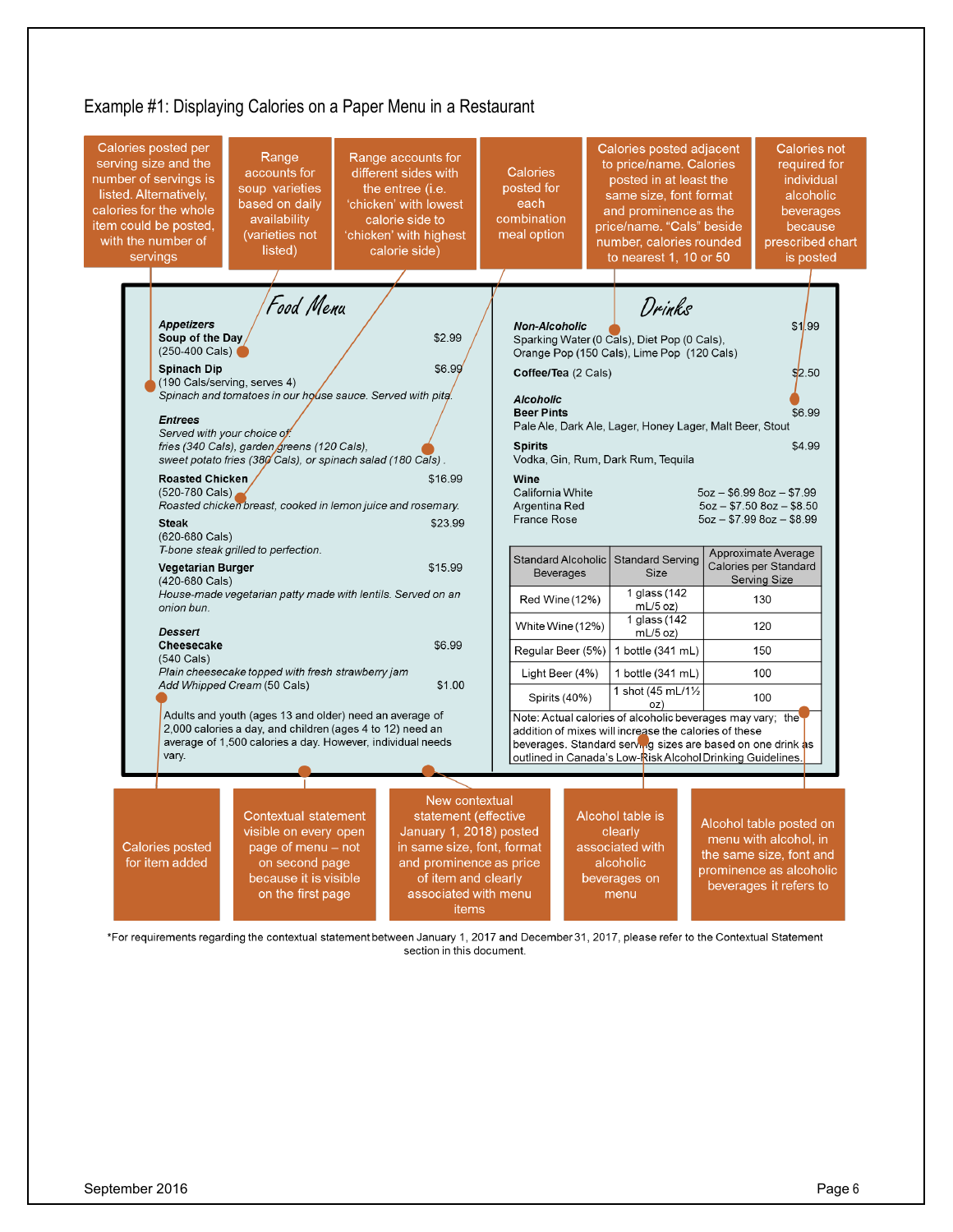## Example #1: Displaying Calories on a Paper Menu in a Restaurant

Calories posted per serving size and the number of servings is listed. Alternatively, calories for the whole item could be posted, with the number of servings

Range accounts for soup varieties based on daily availability (varieties not listed)

Range accounts for different sides with the entree (i.e. 'chicken' with lowest calorie side to 'chicken' with highest calorie side)

Calories posted for each combination meal option

Calories posted adjacent to price/name. Calories posted in at least the same size, font format and prominence as the price/name. "Cals" beside number, calories rounded to nearest 1, 10 or 50

Calories not required for individual alcoholic beverages because prescribed chart is posted

### Food Menu

**Appetizers**

**Soup of the Day** $2.99
(250-400 Cals)

**Spinach Dip** $6.99
(190 Cals/serving, serves 4)
*Spinach and tomatoes in our house sauce. Served with pita.*

**Entrees**

*Served with your choice of:*
*fries (340 Cals), garden greens (120 Cals), sweet potato fries (380 Cals), or spinach salad (180 Cals).*

**Roasted Chicken** $16.99
(520-780 Cals)
*Roasted chicken breast, cooked in lemon juice and rosemary.*

**Steak** $23.99
(620-680 Cals)
*T-bone steak grilled to perfection.*

**Vegetarian Burger** $15.99
(420-680 Cals)
*House-made vegetarian patty made with lentils. Served on an onion bun.*

**Dessert**

**Cheesecake** $6.99
(540 Cals)
*Plain cheesecake topped with fresh strawberry jam*
*Add Whipped Cream* (50 Cals) $1.00

Adults and youth (ages 13 and older) need an average of 2,000 calories a day, and children (ages 4 to 12) need an average of 1,500 calories a day. However, individual needs vary.

### Drinks

**Non-Alcoholic** $1.99
Sparking Water (0 Cals), Diet Pop (0 Cals), Orange Pop (150 Cals), Lime Pop (120 Cals)

**Coffee/Tea** (2 Cals) $2.50

**Alcoholic**

**Beer Pints** $6.99
Pale Ale, Dark Ale, Lager, Honey Lager, Malt Beer, Stout

**Spirits** $4.99
Vodka, Gin, Rum, Dark Rum, Tequila

**Wine**

| | |
|---|---|
| California White | 5oz – $6.99 8oz – $7.99 |
| Argentina Red | 5oz – $7.50 8oz – $8.50 |
| France Rose | 5oz – $7.99 8oz – $8.99 |

| Standard Alcoholic Beverages | Standard Serving Size | Approximate Average Calories per Standard Serving Size |
|---|---|---|
| Red Wine (12%) | 1 glass (142 mL/5 oz) | 130 |
| White Wine (12%) | 1 glass (142 mL/5 oz) | 120 |
| Regular Beer (5%) | 1 bottle (341 mL) | 150 |
| Light Beer (4%) | 1 bottle (341 mL) | 100 |
| Spirits (40%) | 1 shot (45 mL/1½ oz) | 100 |

Note: Actual calories of alcoholic beverages may vary; the addition of mixes will increase the calories of these beverages. Standard serving sizes are based on one drink as outlined in Canada's Low-Risk Alcohol Drinking Guidelines.

Calories posted for item added

Contextual statement visible on every open page of menu – not on second page because it is visible on the first page

New contextual statement (effective January 1, 2018) posted in same size, font, format and prominence as price of item and clearly associated with menu items

Alcohol table is clearly associated with alcoholic beverages on menu

Alcohol table posted on menu with alcohol, in the same size, font and prominence as alcoholic beverages it refers to

*For requirements regarding the contextual statement between January 1, 2017 and December 31, 2017, please refer to the Contextual Statement section in this document.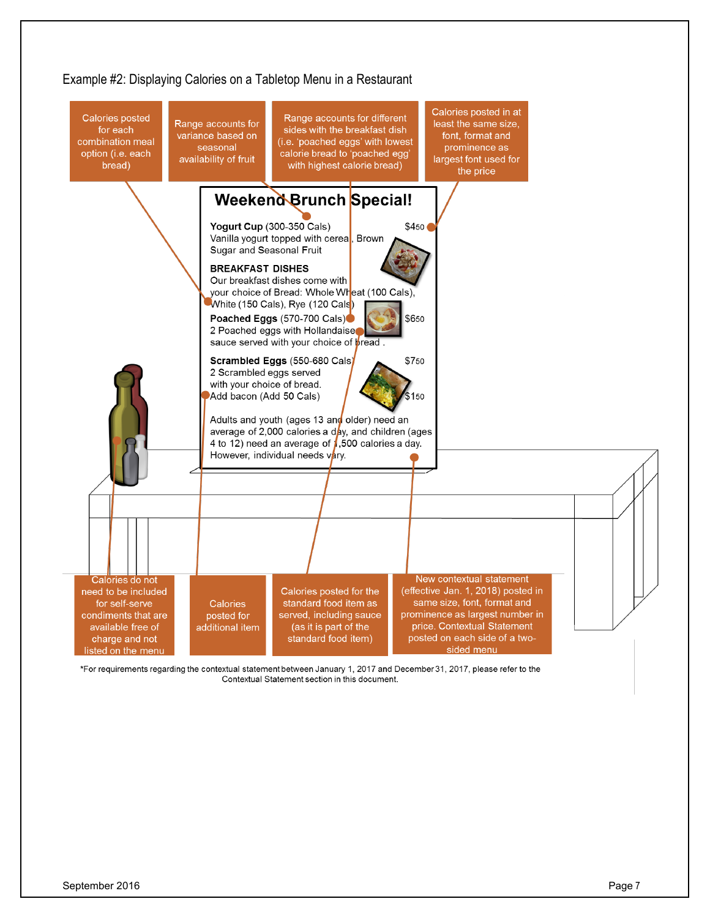Example #2: Displaying Calories on a Tabletop Menu in a Restaurant

Calories posted for each combination meal option (i.e. each bread)

Range accounts for variance based on seasonal availability of fruit

Range accounts for different sides with the breakfast dish (i.e. 'poached eggs' with lowest calorie bread to 'poached egg' with highest calorie bread)

Calories posted in at least the same size, font, format and prominence as largest font used for the price

## Weekend Brunch Special!

**Yogurt Cup** (300-350 Cals) $4.50
Vanilla yogurt topped with cereal, Brown Sugar and Seasonal Fruit

**BREAKFAST DISHES**
Our breakfast dishes come with your choice of Bread: Whole Wheat (100 Cals), White (150 Cals), Rye (120 Cals)

**Poached Eggs** (570-700 Cals) $6.50
2 Poached eggs with Hollandaise sauce served with your choice of bread .

**Scrambled Eggs** (550-680 Cals) $7.50
2 Scrambled eggs served with your choice of bread.
Add bacon (Add 50 Cals) $1.50

Adults and youth (ages 13 and older) need an average of 2,000 calories a day, and children (ages 4 to 12) need an average of 1,500 calories a day. However, individual needs vary.

Calories do not need to be included for self-serve condiments that are available free of charge and not listed on the menu

Calories posted for additional item

Calories posted for the standard food item as served, including sauce (as it is part of the standard food item)

New contextual statement (effective Jan. 1, 2018) posted in same size, font, format and prominence as largest number in price. Contextual Statement posted on each side of a two-sided menu

*For requirements regarding the contextual statement between January 1, 2017 and December 31, 2017, please refer to the Contextual Statement section in this document.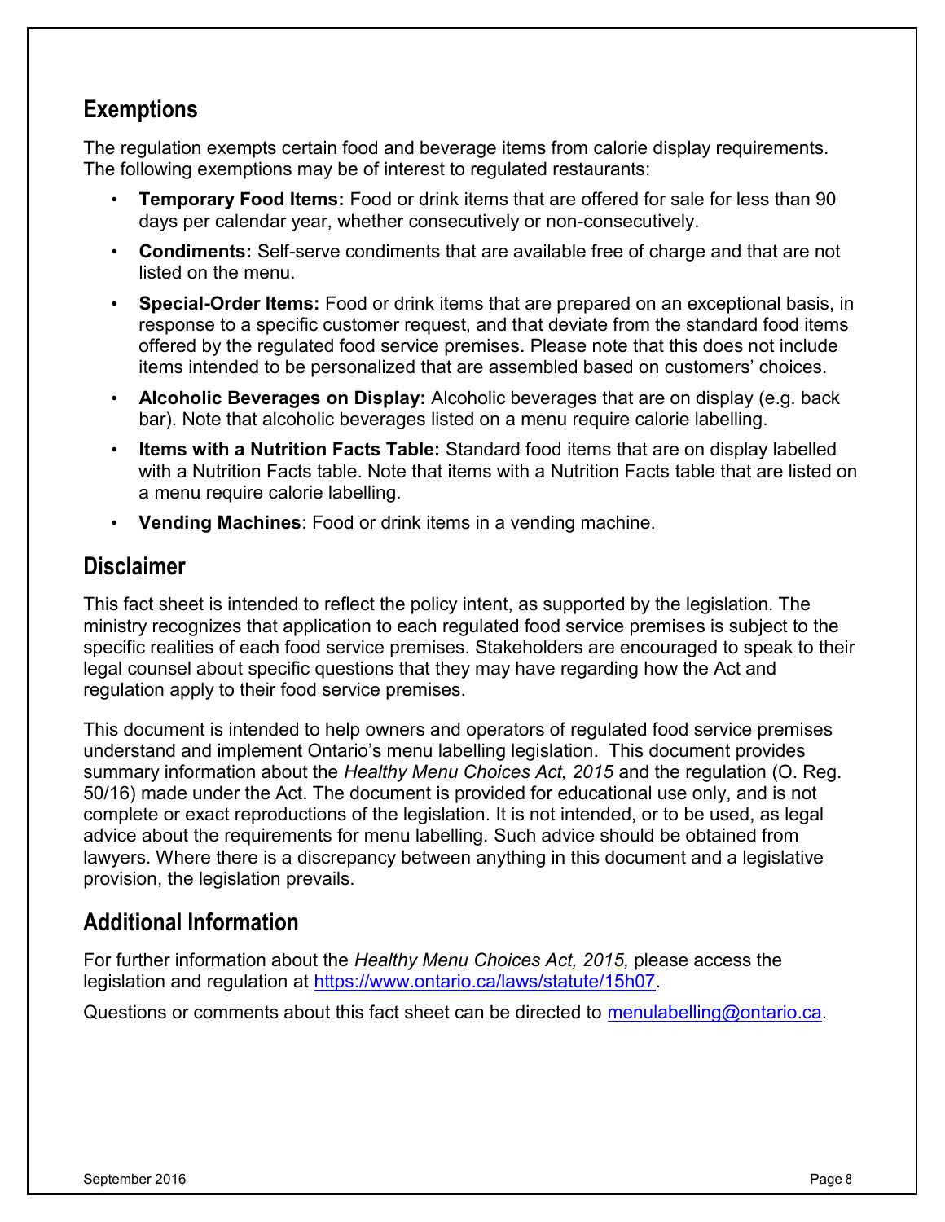## Exemptions

The regulation exempts certain food and beverage items from calorie display requirements. The following exemptions may be of interest to regulated restaurants:

- **Temporary Food Items:** Food or drink items that are offered for sale for less than 90 days per calendar year, whether consecutively or non-consecutively.
- **Condiments:** Self-serve condiments that are available free of charge and that are not listed on the menu.
- **Special-Order Items:** Food or drink items that are prepared on an exceptional basis, in response to a specific customer request, and that deviate from the standard food items offered by the regulated food service premises. Please note that this does not include items intended to be personalized that are assembled based on customers' choices.
- **Alcoholic Beverages on Display:** Alcoholic beverages that are on display (e.g. back bar). Note that alcoholic beverages listed on a menu require calorie labelling.
- **Items with a Nutrition Facts Table:** Standard food items that are on display labelled with a Nutrition Facts table. Note that items with a Nutrition Facts table that are listed on a menu require calorie labelling.
- **Vending Machines**: Food or drink items in a vending machine.

## Disclaimer

This fact sheet is intended to reflect the policy intent, as supported by the legislation. The ministry recognizes that application to each regulated food service premises is subject to the specific realities of each food service premises. Stakeholders are encouraged to speak to their legal counsel about specific questions that they may have regarding how the Act and regulation apply to their food service premises.

This document is intended to help owners and operators of regulated food service premises understand and implement Ontario's menu labelling legislation. This document provides summary information about the *Healthy Menu Choices Act, 2015* and the regulation (O. Reg. 50/16) made under the Act. The document is provided for educational use only, and is not complete or exact reproductions of the legislation. It is not intended, or to be used, as legal advice about the requirements for menu labelling. Such advice should be obtained from lawyers. Where there is a discrepancy between anything in this document and a legislative provision, the legislation prevails.

## Additional Information

For further information about the *Healthy Menu Choices Act, 2015,* please access the legislation and regulation at [https://www.ontario.ca/laws/statute/15h07](https://www.ontario.ca/laws/statute/15h07).

Questions or comments about this fact sheet can be directed to [menulabelling@ontario.ca](mailto:menulabelling@ontario.ca).